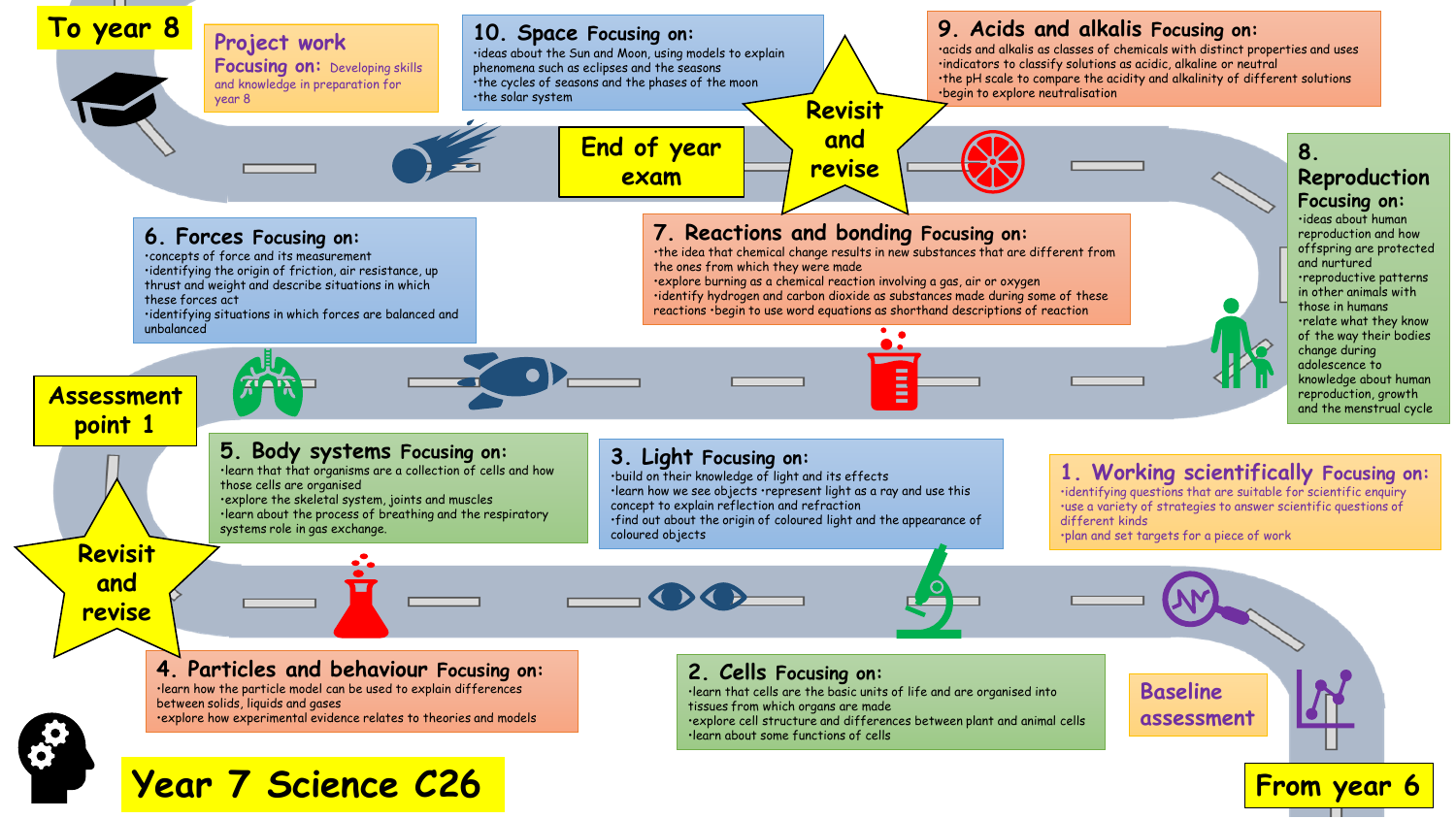# Year 7 Science C26

From year 6

Baseline assessment

## 1. Working scientifically Focusing on:

- identifying questions that are suitable for scientific enquiry
- use a variety of strategies to answer scientific questions of different kinds
- plan and set targets for a piece of work

## 2. Cells Focusing on:

- learn that cells are the basic units of life and are organised into tissues from which organs are made
- explore cell structure and differences between plant and animal cells
- learn about some functions of cells

## 3. Light Focusing on:

- build on their knowledge of light and its effects
- learn how we see objects
- represent light as a ray and use this concept to explain reflection and refraction
- find out about the origin of coloured light and the appearance of coloured objects

## 4. Particles and behaviour Focusing on:

- learn how the particle model can be used to explain differences between solids, liquids and gases
- explore how experimental evidence relates to theories and models

Revisit and revise

## 5. Body systems Focusing on:

- learn that that organisms are a collection of cells and how those cells are organised
- explore the skeletal system, joints and muscles
- learn about the process of breathing and the respiratory systems role in gas exchange.

Assessment point 1

## 6. Forces Focusing on:

- concepts of force and its measurement
- identifying the origin of friction, air resistance, up thrust and weight and describe situations in which these forces act
- identifying situations in which forces are balanced and unbalanced

## 7. Reactions and bonding Focusing on:

- the idea that chemical change results in new substances that are different from the ones from which they were made
- explore burning as a chemical reaction involving a gas, air or oxygen
- identify hydrogen and carbon dioxide as substances made during some of these reactions
- begin to use word equations as shorthand descriptions of reaction

## 8. Reproduction Focusing on:

- ideas about human reproduction and how offspring are protected and nurtured
- reproductive patterns in other animals with those in humans
- relate what they know of the way their bodies change during adolescence to knowledge about human reproduction, growth and the menstrual cycle

## 9. Acids and alkalis Focusing on:

- acids and alkalis as classes of chemicals with distinct properties and uses
- indicators to classify solutions as acidic, alkaline or neutral
- the pH scale to compare the acidity and alkalinity of different solutions
- begin to explore neutralisation

Revisit and revise

End of year exam

## 10. Space Focusing on:

- ideas about the Sun and Moon, using models to explain phenomena such as eclipses and the seasons
- the cycles of seasons and the phases of the moon
- the solar system

## Project work

Focusing on: Developing skills and knowledge in preparation for year 8

To year 8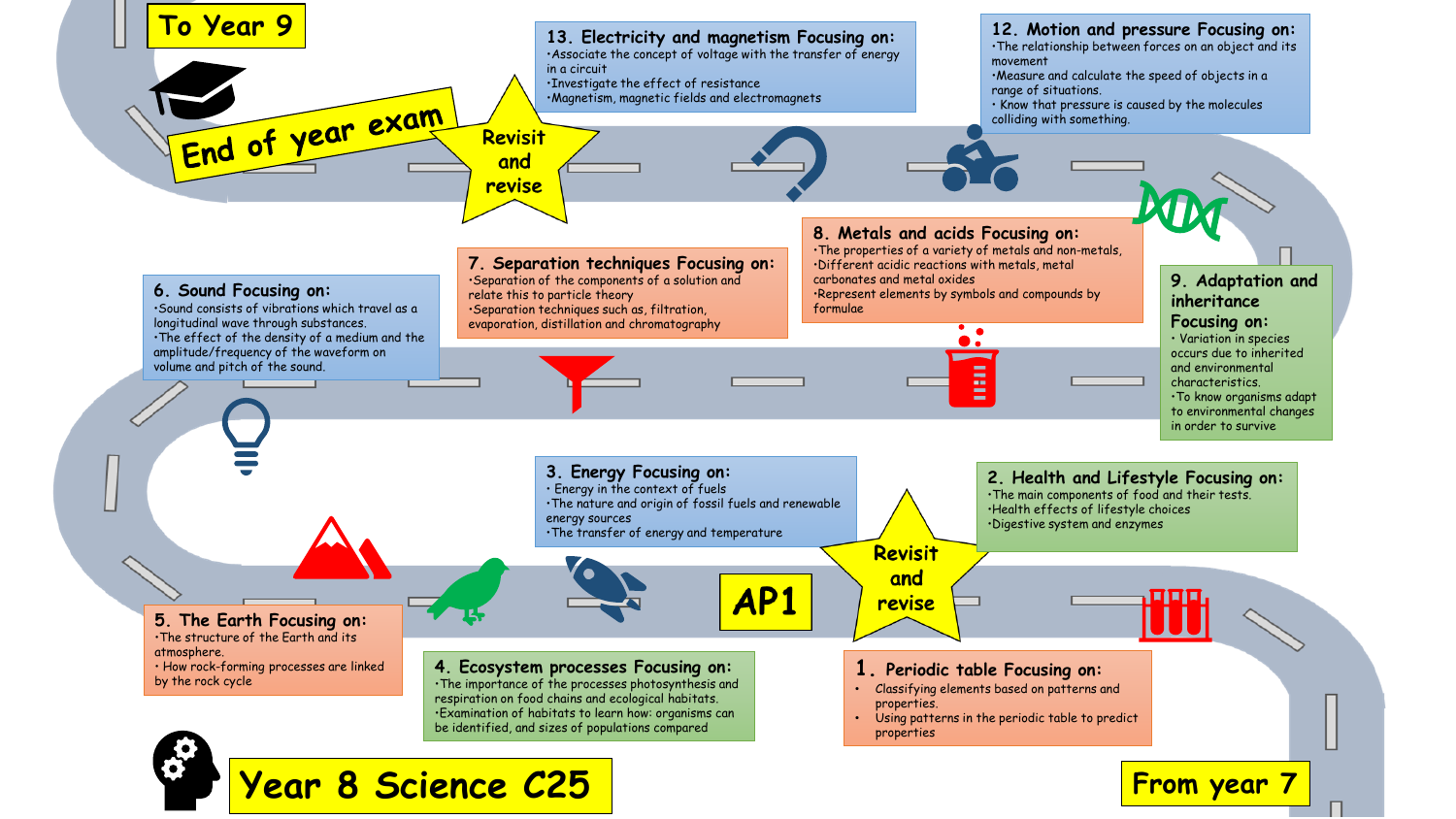# Year 8 Science C25

**From year 7**

## 1. Periodic table Focusing on:
- Classifying elements based on patterns and properties.
- Using patterns in the periodic table to predict properties

## 2. Health and Lifestyle Focusing on:
- The main components of food and their tests.
- Health effects of lifestyle choices
- Digestive system and enzymes

**Revisit and revise**

**AP1**

## 3. Energy Focusing on:
- Energy in the context of fuels
- The nature and origin of fossil fuels and renewable energy sources
- The transfer of energy and temperature

## 4. Ecosystem processes Focusing on:
- The importance of the processes photosynthesis and respiration on food chains and ecological habitats.
- Examination of habitats to learn how: organisms can be identified, and sizes of populations compared

## 5. The Earth Focusing on:
- The structure of the Earth and its atmosphere.
- How rock-forming processes are linked by the rock cycle

## 6. Sound Focusing on:
- Sound consists of vibrations which travel as a longitudinal wave through substances.
- The effect of the density of a medium and the amplitude/frequency of the waveform on volume and pitch of the sound.

## 7. Separation techniques Focusing on:
- Separation of the components of a solution and relate this to particle theory
- Separation techniques such as, filtration, evaporation, distillation and chromatography

## 8. Metals and acids Focusing on:
- The properties of a variety of metals and non-metals,
- Different acidic reactions with metals, metal carbonates and metal oxides
- Represent elements by symbols and compounds by formulae

## 9. Adaptation and inheritance Focusing on:
- Variation in species occurs due to inherited and environmental characteristics.
- To know organisms adapt to environmental changes in order to survive

## 12. Motion and pressure Focusing on:
- The relationship between forces on an object and its movement
- Measure and calculate the speed of objects in a range of situations.
- Know that pressure is caused by the molecules colliding with something.

## 13. Electricity and magnetism Focusing on:
- Associate the concept of voltage with the transfer of energy in a circuit
- Investigate the effect of resistance
- Magnetism, magnetic fields and electromagnets

**Revisit and revise**

**End of year exam**

**To Year 9**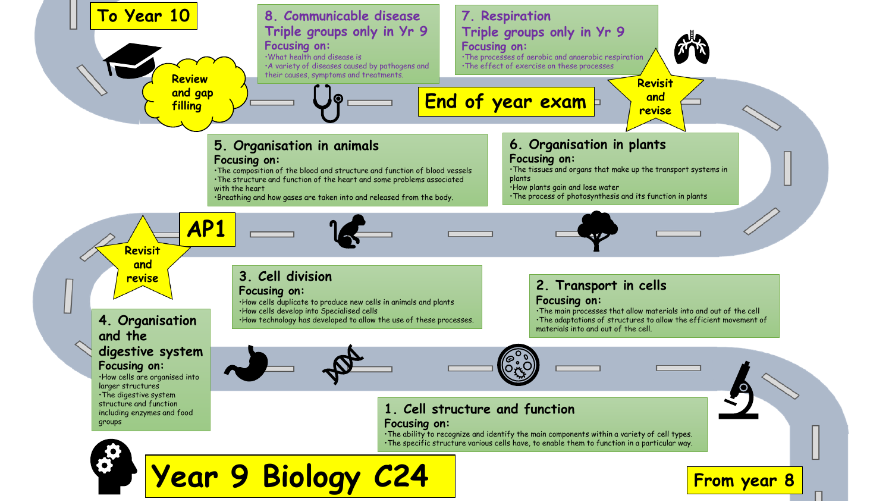# Year 9 Biology C24

From year 8

## 1. Cell structure and function

**Focusing on:**

- The ability to recognize and identify the main components within a variety of cell types.
- The specific structure various cells have, to enable them to function in a particular way.

## 2. Transport in cells

**Focusing on:**

- The main processes that allow materials into and out of the cell
- The adaptations of structures to allow the efficient movement of materials into and out of the cell.

## 3. Cell division

**Focusing on:**

- How cells duplicate to produce new cells in animals and plants
- How cells develop into Specialised cells
- How technology has developed to allow the use of these processes.

## 4. Organisation and the digestive system

**Focusing on:**

- How cells are organised into larger structures
- The digestive system structure and function including enzymes and food groups

Revisit and revise

AP1

## 5. Organisation in animals

**Focusing on:**

- The composition of the blood and structure and function of blood vessels
- The structure and function of the heart and some problems associated with the heart
- Breathing and how gases are taken into and released from the body.

## 6. Organisation in plants

**Focusing on:**

- The tissues and organs that make up the transport systems in plants
- How plants gain and lose water
- The process of photosynthesis and its function in plants

Revisit and revise

## 7. Respiration

Triple groups only in Yr 9

**Focusing on:**

- The processes of aerobic and anaerobic respiration
- The effect of exercise on these processes

End of year exam

## 8. Communicable disease

Triple groups only in Yr 9

**Focusing on:**

- What health and disease is
- A variety of diseases caused by pathogens and their causes, symptoms and treatments.

Review and gap filling

To Year 10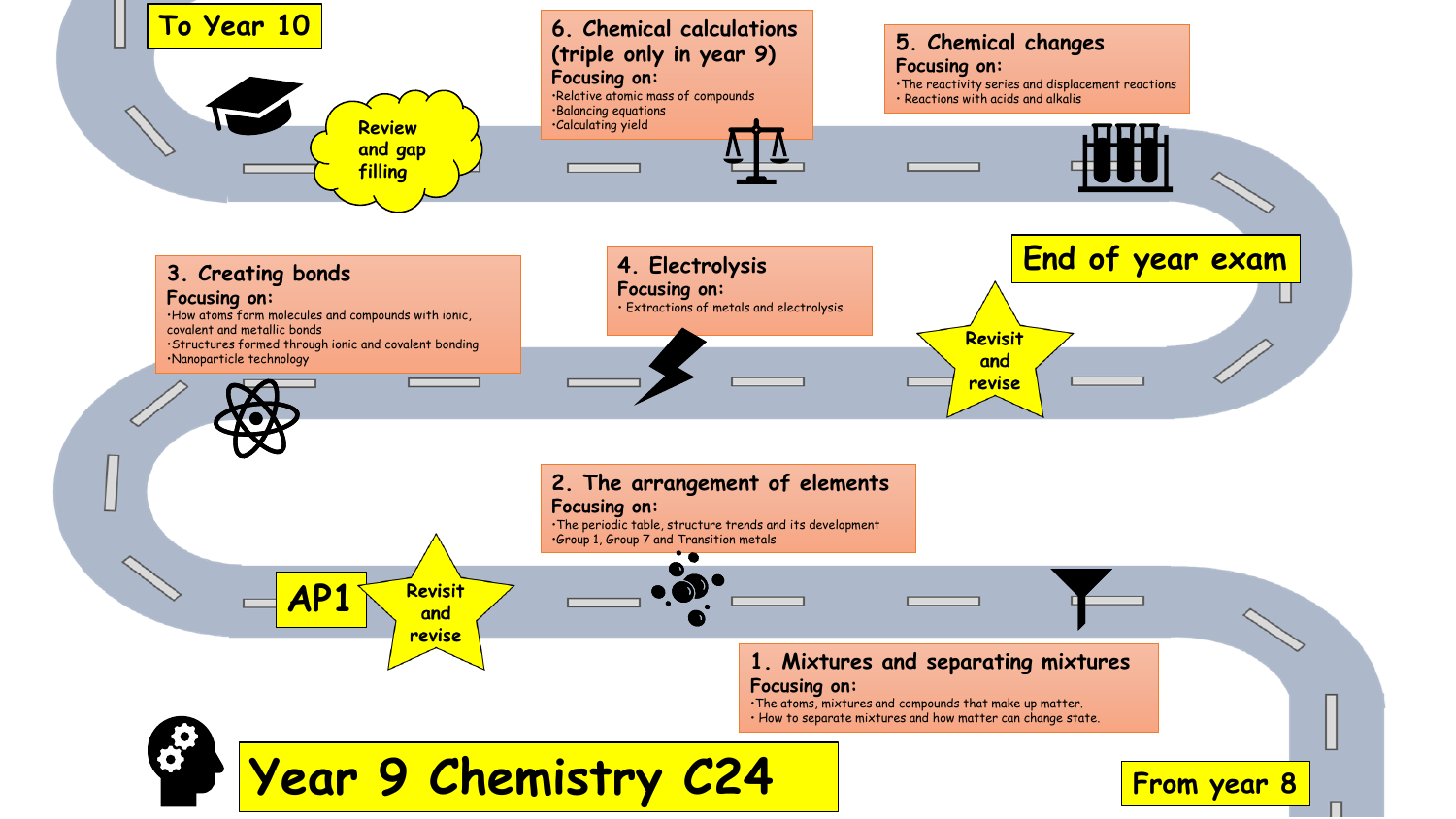# Year 9 Chemistry C24

From year 8

## 1. Mixtures and separating mixtures

**Focusing on:**

- The atoms, mixtures and compounds that make up matter.
- How to separate mixtures and how matter can change state.

## 2. The arrangement of elements

**Focusing on:**

- The periodic table, structure trends and its development
- Group 1, Group 7 and Transition metals

Revisit and revise

AP1

## 3. Creating bonds

**Focusing on:**

- How atoms form molecules and compounds with ionic, covalent and metallic bonds
- Structures formed through ionic and covalent bonding
- Nanoparticle technology

## 4. Electrolysis

**Focusing on:**

- Extractions of metals and electrolysis

Revisit and revise

End of year exam

## 5. Chemical changes

**Focusing on:**

- The reactivity series and displacement reactions
- Reactions with acids and alkalis

## 6. Chemical calculations (triple only in year 9)

**Focusing on:**

- Relative atomic mass of compounds
- Balancing equations
- Calculating yield

Review and gap filling

To Year 10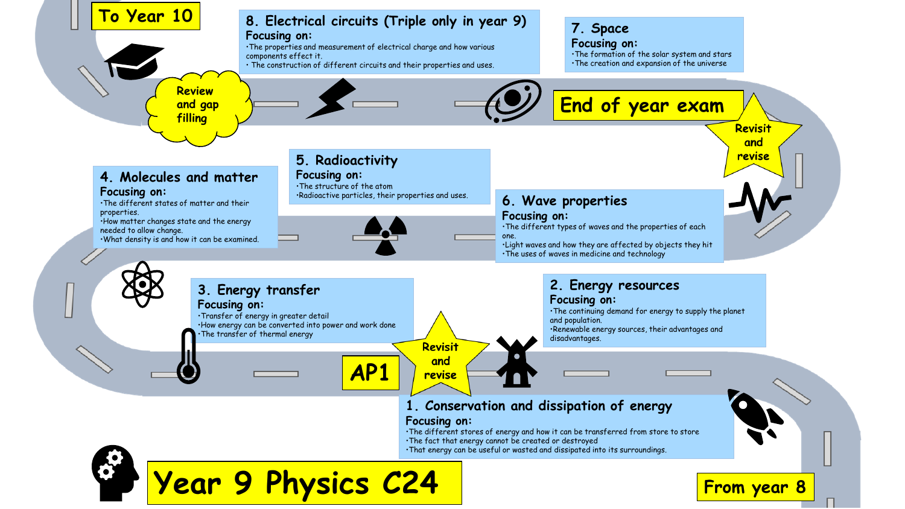# Year 9 Physics C24

**From year 8**

## 1. Conservation and dissipation of energy

**Focusing on:**

- The different stores of energy and how it can be transferred from store to store
- The fact that energy cannot be created or destroyed
- That energy can be useful or wasted and dissipated into its surroundings.

## 2. Energy resources

**Focusing on:**

- The continuing demand for energy to supply the planet and population.
- Renewable energy sources, their advantages and disadvantages.

**Revisit and revise**

**AP1**

## 3. Energy transfer

**Focusing on:**

- Transfer of energy in greater detail
- How energy can be converted into power and work done
- The transfer of thermal energy

## 4. Molecules and matter

**Focusing on:**

- The different states of matter and their properties.
- How matter changes state and the energy needed to allow change.
- What density is and how it can be examined.

## 5. Radioactivity

**Focusing on:**

- The structure of the atom
- Radioactive particles, their properties and uses.

## 6. Wave properties

**Focusing on:**

- The different types of waves and the properties of each one.
- Light waves and how they are affected by objects they hit
- The uses of waves in medicine and technology

**Revisit and revise**

**End of year exam**

## 7. Space

**Focusing on:**

- The formation of the solar system and stars
- The creation and expansion of the universe

## 8. Electrical circuits (Triple only in year 9)

**Focusing on:**

- The properties and measurement of electrical charge and how various components effect it.
- The construction of different circuits and their properties and uses.

**Review and gap filling**

**To Year 10**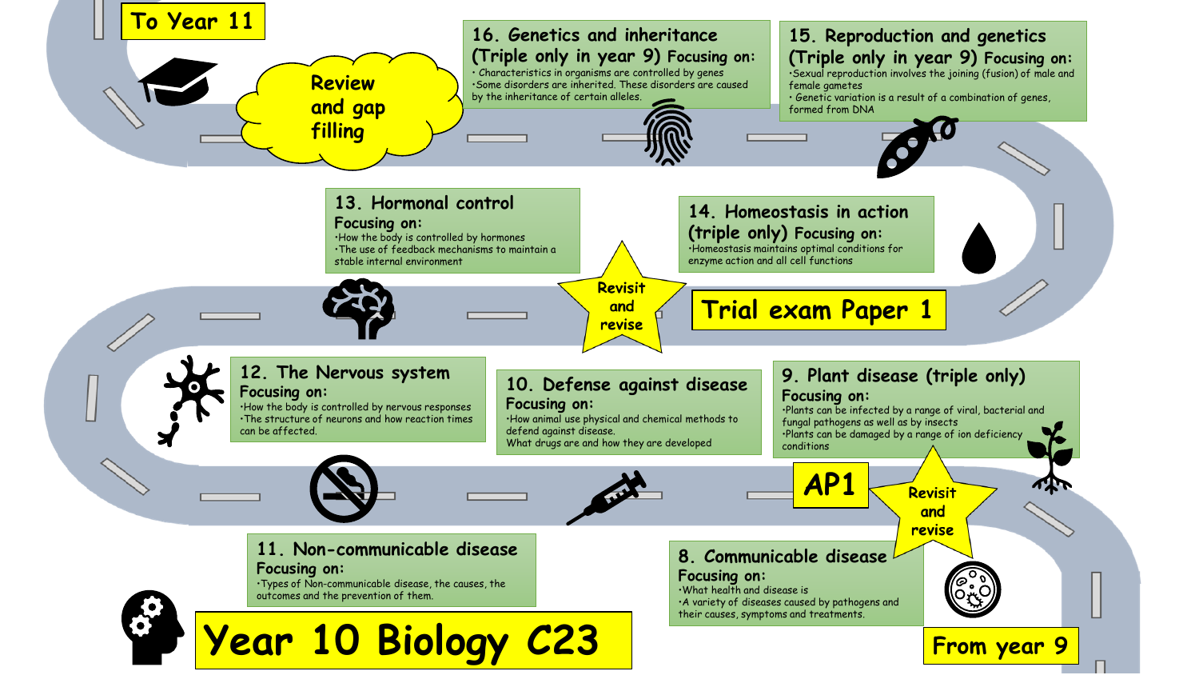# Year 10 Biology C23

**From year 9**

## 8. Communicable disease

**Focusing on:**

- What health and disease is
- A variety of diseases caused by pathogens and their causes, symptoms and treatments.

**Revisit and revise**

**AP1**

## 9. Plant disease (triple only)

**Focusing on:**

- Plants can be infected by a range of viral, bacterial and fungal pathogens as well as by insects
- Plants can be damaged by a range of ion deficiency conditions

## 10. Defense against disease

**Focusing on:**

- How animal use physical and chemical methods to defend against disease.
- What drugs are and how they are developed

## 11. Non-communicable disease

**Focusing on:**

- Types of Non-communicable disease, the causes, the outcomes and the prevention of them.

## 12. The Nervous system

**Focusing on:**

- How the body is controlled by nervous responses
- The structure of neurons and how reaction times can be affected.

## 13. Hormonal control

**Focusing on:**

- How the body is controlled by hormones
- The use of feedback mechanisms to maintain a stable internal environment

**Revisit and revise**

**Trial exam Paper 1**

## 14. Homeostasis in action (triple only)

**Focusing on:**

- Homeostasis maintains optimal conditions for enzyme action and all cell functions

## 15. Reproduction and genetics (Triple only in year 9)

**Focusing on:**

- Sexual reproduction involves the joining (fusion) of male and female gametes
- Genetic variation is a result of a combination of genes, formed from DNA

## 16. Genetics and inheritance (Triple only in year 9)

**Focusing on:**

- Characteristics in organisms are controlled by genes
- Some disorders are inherited. These disorders are caused by the inheritance of certain alleles.

**Review and gap filling**

**To Year 11**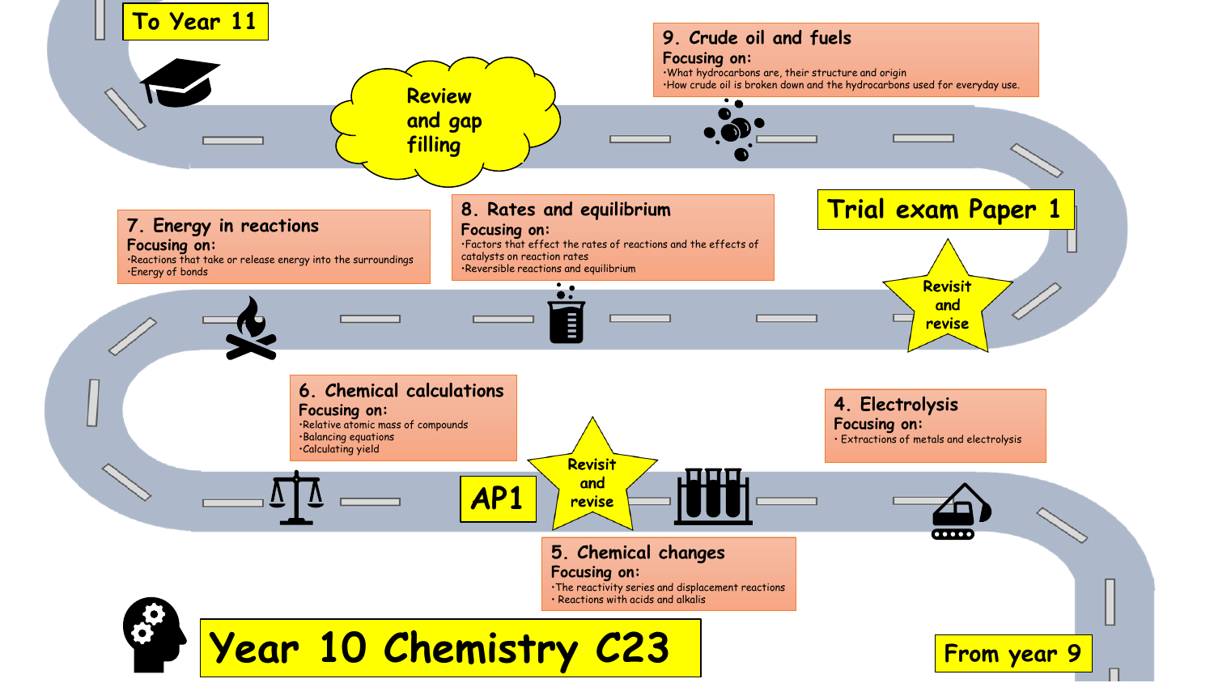# Year 10 Chemistry C23

From year 9

## 4. Electrolysis
**Focusing on:**
- Extractions of metals and electrolysis

## 5. Chemical changes
**Focusing on:**
- The reactivity series and displacement reactions
- Reactions with acids and alkalis

Revisit and revise

AP1

## 6. Chemical calculations
**Focusing on:**
- Relative atomic mass of compounds
- Balancing equations
- Calculating yield

## 7. Energy in reactions
**Focusing on:**
- Reactions that take or release energy into the surroundings
- Energy of bonds

## 8. Rates and equilibrium
**Focusing on:**
- Factors that effect the rates of reactions and the effects of catalysts on reaction rates
- Reversible reactions and equilibrium

Revisit and revise

Trial exam Paper 1

## 9. Crude oil and fuels
**Focusing on:**
- What hydrocarbons are, their structure and origin
- How crude oil is broken down and the hydrocarbons used for everyday use.

Review and gap filling

To Year 11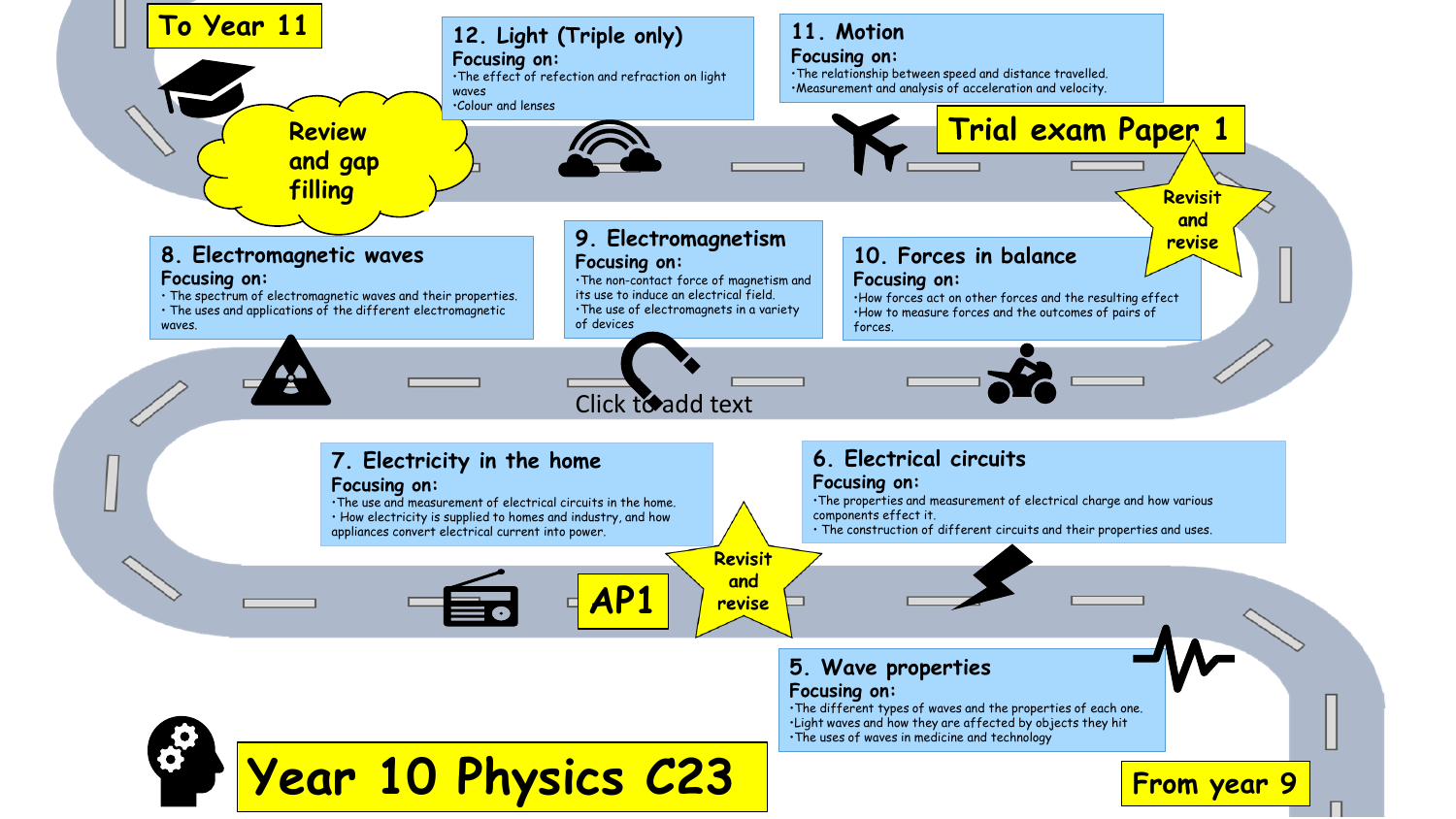# Year 10 Physics C23

From year 9

## 5. Wave properties

**Focusing on:**

- The different types of waves and the properties of each one.
- Light waves and how they are affected by objects they hit
- The uses of waves in medicine and technology

## 6. Electrical circuits

**Focusing on:**

- The properties and measurement of electrical charge and how various components effect it.
- The construction of different circuits and their properties and uses.

Revisit and revise

AP1

## 7. Electricity in the home

**Focusing on:**

- The use and measurement of electrical circuits in the home.
- How electricity is supplied to homes and industry, and how appliances convert electrical current into power.

Click to add text

## 8. Electromagnetic waves

**Focusing on:**

- The spectrum of electromagnetic waves and their properties.
- The uses and applications of the different electromagnetic waves.

## 9. Electromagnetism

**Focusing on:**

- The non-contact force of magnetism and its use to induce an electrical field.
- The use of electromagnets in a variety of devices

## 10. Forces in balance

**Focusing on:**

- How forces act on other forces and the resulting effect
- How to measure forces and the outcomes of pairs of forces.

Revisit and revise

Trial exam Paper 1

## 11. Motion

**Focusing on:**

- The relationship between speed and distance travelled.
- Measurement and analysis of acceleration and velocity.

## 12. Light (Triple only)

**Focusing on:**

- The effect of refection and refraction on light waves
- Colour and lenses

Review and gap filling

To Year 11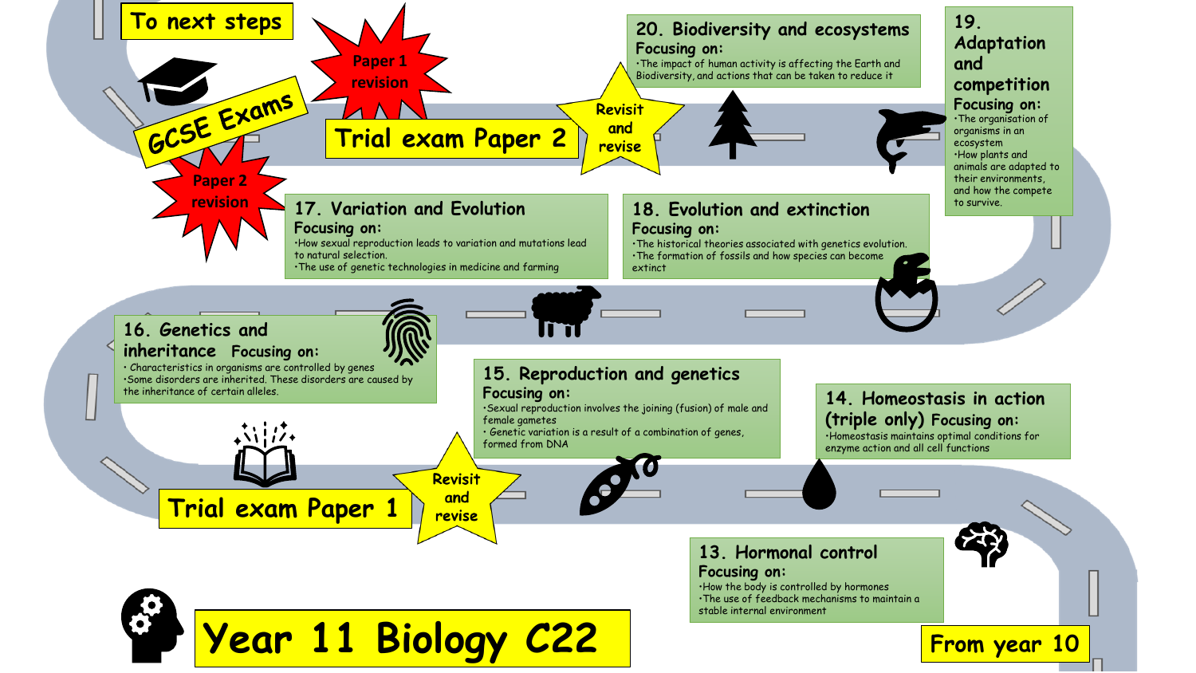# Year 11 Biology C22

From year 10

## 13. Hormonal control

Focusing on:

- How the body is controlled by hormones
- The use of feedback mechanisms to maintain a stable internal environment

## 14. Homeostasis in action (triple only)

Focusing on:

- Homeostasis maintains optimal conditions for enzyme action and all cell functions

## 15. Reproduction and genetics

Focusing on:

- Sexual reproduction involves the joining (fusion) of male and female gametes
- Genetic variation is a result of a combination of genes, formed from DNA

Revisit and revise

Trial exam Paper 1

## 16. Genetics and inheritance

Focusing on:

- Characteristics in organisms are controlled by genes
- Some disorders are inherited. These disorders are caused by the inheritance of certain alleles.

## 17. Variation and Evolution

Focusing on:

- How sexual reproduction leads to variation and mutations lead to natural selection.
- The use of genetic technologies in medicine and farming

## 18. Evolution and extinction

Focusing on:

- The historical theories associated with genetics evolution.
- The formation of fossils and how species can become extinct

## 19. Adaptation and competition

Focusing on:

- The organisation of organisms in an ecosystem
- How plants and animals are adapted to their environments, and how the compete to survive.

## 20. Biodiversity and ecosystems

Focusing on:

- The impact of human activity is affecting the Earth and Biodiversity, and actions that can be taken to reduce it

Revisit and revise

Trial exam Paper 2

Paper 1 revision

Paper 2 revision

GCSE Exams

To next steps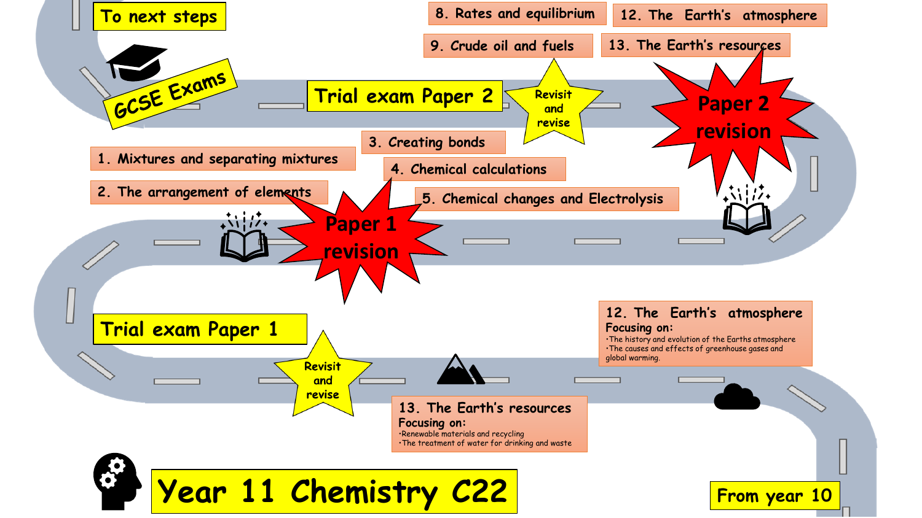# Year 11 Chemistry C22

From year 10

## 12. The Earth's atmosphere

**Focusing on:**

- The history and evolution of the Earths atmosphere
- The causes and effects of greenhouse gases and global warming.

## 13. The Earth's resources

**Focusing on:**

- Renewable materials and recycling
- The treatment of water for drinking and waste

Revisit and revise

**Trial exam Paper 1**

**Paper 1 revision**

1. Mixtures and separating mixtures
2. The arrangement of elements
3. Creating bonds
4. Chemical calculations
5. Chemical changes and Electrolysis

**Paper 2 revision**

8. Rates and equilibrium
9. Crude oil and fuels
12. The Earth's atmosphere
13. The Earth's resources

Revisit and revise

**Trial exam Paper 2**

GCSE Exams

To next steps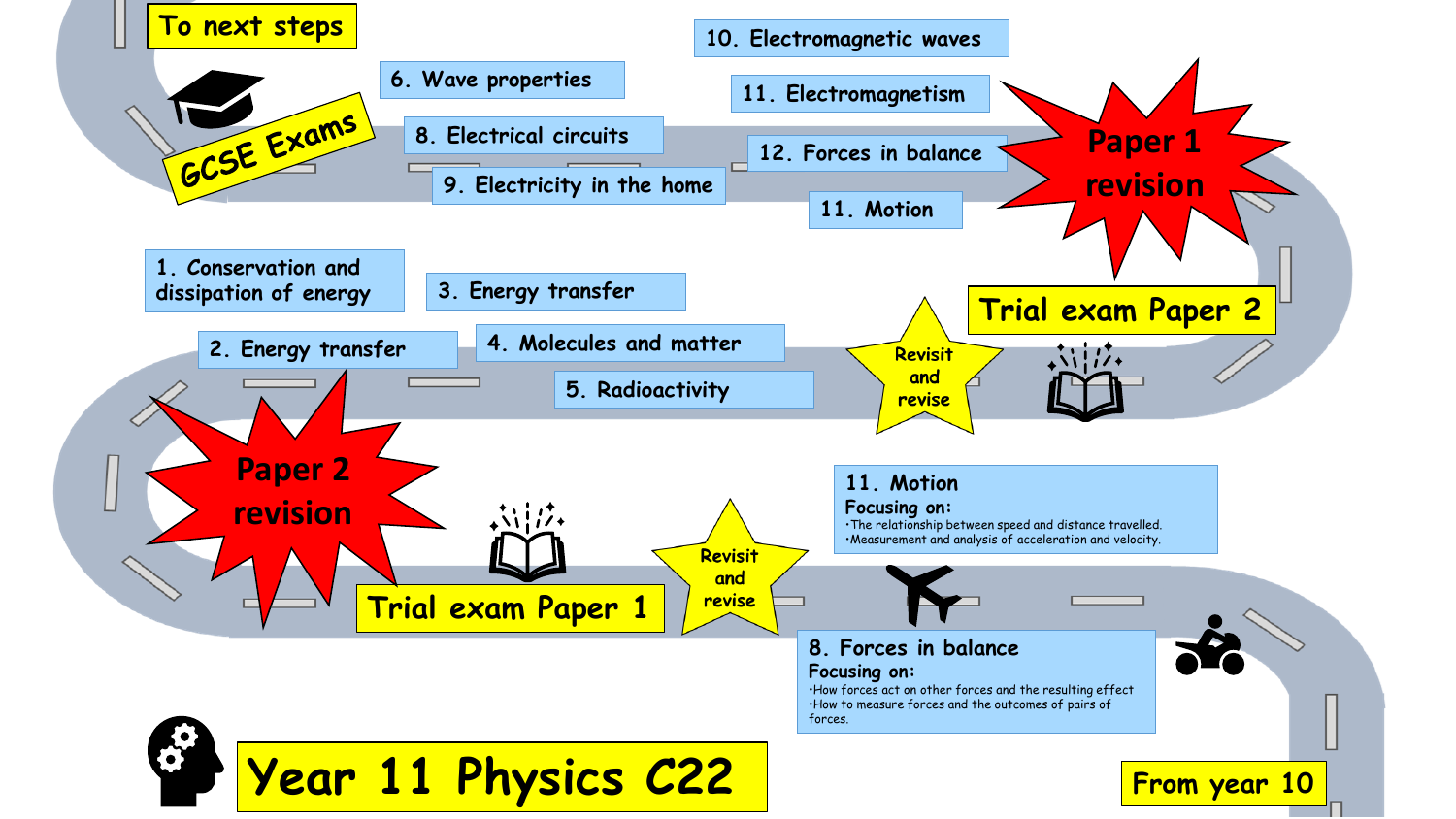# Year 11 Physics C22

From year 10

**8. Forces in balance**

Focusing on:

- How forces act on other forces and the resulting effect
- How to measure forces and the outcomes of pairs of forces.

**11. Motion**

Focusing on:

- The relationship between speed and distance travelled.
- Measurement and analysis of acceleration and velocity.

Revisit and revise

Trial exam Paper 1

Paper 2 revision

2. Energy transfer

1. Conservation and dissipation of energy

3. Energy transfer

4. Molecules and matter

5. Radioactivity

Revisit and revise

Trial exam Paper 2

Paper 1 revision

11. Motion

12. Forces in balance

11. Electromagnetism

10. Electromagnetic waves

9. Electricity in the home

8. Electrical circuits

6. Wave properties

GCSE Exams

To next steps